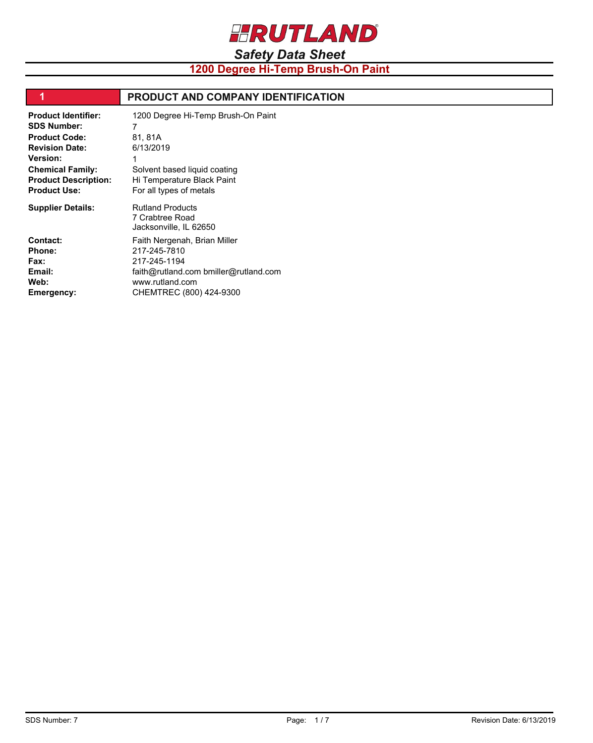# RUTLAND

## Safety Data Sheet

## 1200 Degree Hi-Temp Brush-On Paint

## 1 PRODUCT AND COMPANY IDENTIFICATION

| | |
|---|---|
| **Product Identifier:** | 1200 Degree Hi-Temp Brush-On Paint |
| **SDS Number:** | 7 |
| **Product Code:** | 81, 81A |
| **Revision Date:** | 6/13/2019 |
| **Version:** | 1 |
| **Chemical Family:** | Solvent based liquid coating |
| **Product Description:** | Hi Temperature Black Paint |
| **Product Use:** | For all types of metals |
| **Supplier Details:** | Rutland Products<br>7 Crabtree Road<br>Jacksonville, IL 62650 |
| **Contact:** | Faith Nergenah, Brian Miller |
| **Phone:** | 217-245-7810 |
| **Fax:** | 217-245-1194 |
| **Email:** | faith@rutland.com bmiller@rutland.com |
| **Web:** | www.rutland.com |
| **Emergency:** | CHEMTREC (800) 424-9300 |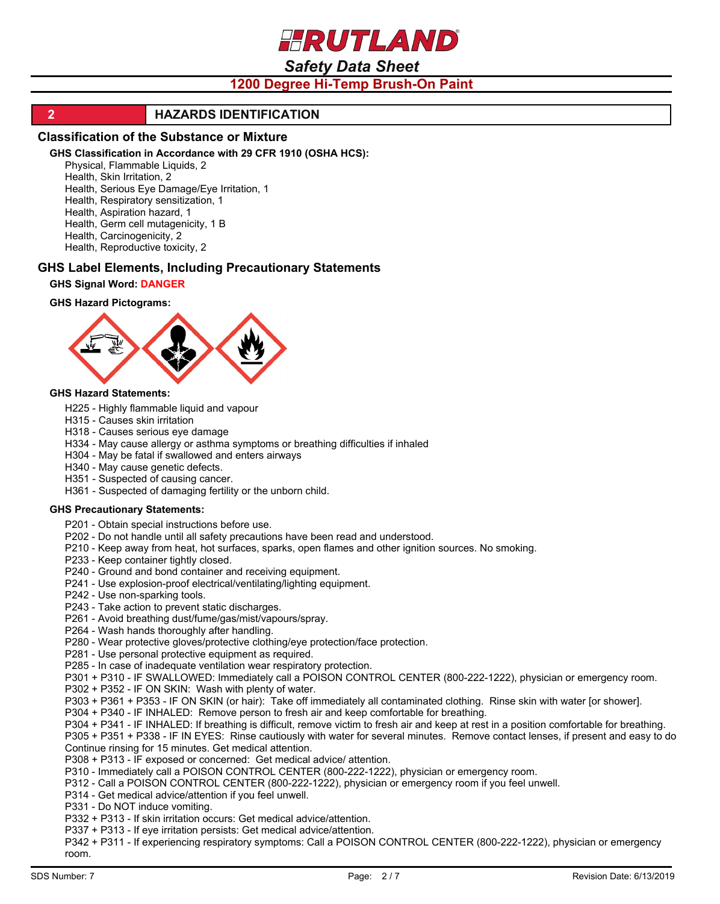# RUTLAND

## Safety Data Sheet

### 1200 Degree Hi-Temp Brush-On Paint

## 2 HAZARDS IDENTIFICATION

### Classification of the Substance or Mixture

**GHS Classification in Accordance with 29 CFR 1910 (OSHA HCS):**

Physical, Flammable Liquids, 2
Health, Skin Irritation, 2
Health, Serious Eye Damage/Eye Irritation, 1
Health, Respiratory sensitization, 1
Health, Aspiration hazard, 1
Health, Germ cell mutagenicity, 1 B
Health, Carcinogenicity, 2
Health, Reproductive toxicity, 2

### GHS Label Elements, Including Precautionary Statements

**GHS Signal Word:** **DANGER**

**GHS Hazard Pictograms:**

**GHS Hazard Statements:**

H225 - Highly flammable liquid and vapour
H315 - Causes skin irritation
H318 - Causes serious eye damage
H334 - May cause allergy or asthma symptoms or breathing difficulties if inhaled
H304 - May be fatal if swallowed and enters airways
H340 - May cause genetic defects.
H351 - Suspected of causing cancer.
H361 - Suspected of damaging fertility or the unborn child.

**GHS Precautionary Statements:**

P201 - Obtain special instructions before use.
P202 - Do not handle until all safety precautions have been read and understood.
P210 - Keep away from heat, hot surfaces, sparks, open flames and other ignition sources. No smoking.
P233 - Keep container tightly closed.
P240 - Ground and bond container and receiving equipment.
P241 - Use explosion-proof electrical/ventilating/lighting equipment.
P242 - Use non-sparking tools.
P243 - Take action to prevent static discharges.
P261 - Avoid breathing dust/fume/gas/mist/vapours/spray.
P264 - Wash hands thoroughly after handling.
P280 - Wear protective gloves/protective clothing/eye protection/face protection.
P281 - Use personal protective equipment as required.
P285 - In case of inadequate ventilation wear respiratory protection.
P301 + P310 - IF SWALLOWED: Immediately call a POISON CONTROL CENTER (800-222-1222), physician or emergency room.
P302 + P352 - IF ON SKIN: Wash with plenty of water.
P303 + P361 + P353 - IF ON SKIN (or hair): Take off immediately all contaminated clothing. Rinse skin with water [or shower].
P304 + P340 - IF INHALED: Remove person to fresh air and keep comfortable for breathing.
P304 + P341 - IF INHALED: If breathing is difficult, remove victim to fresh air and keep at rest in a position comfortable for breathing.
P305 + P351 + P338 - IF IN EYES: Rinse cautiously with water for several minutes. Remove contact lenses, if present and easy to do Continue rinsing for 15 minutes. Get medical attention.
P308 + P313 - IF exposed or concerned: Get medical advice/ attention.
P310 - Immediately call a POISON CONTROL CENTER (800-222-1222), physician or emergency room.
P312 - Call a POISON CONTROL CENTER (800-222-1222), physician or emergency room if you feel unwell.
P314 - Get medical advice/attention if you feel unwell.
P331 - Do NOT induce vomiting.
P332 + P313 - If skin irritation occurs: Get medical advice/attention.
P337 + P313 - If eye irritation persists: Get medical advice/attention.
P342 + P311 - If experiencing respiratory symptoms: Call a POISON CONTROL CENTER (800-222-1222), physician or emergency room.

SDS Number: 7 Revision Date: 6/13/2019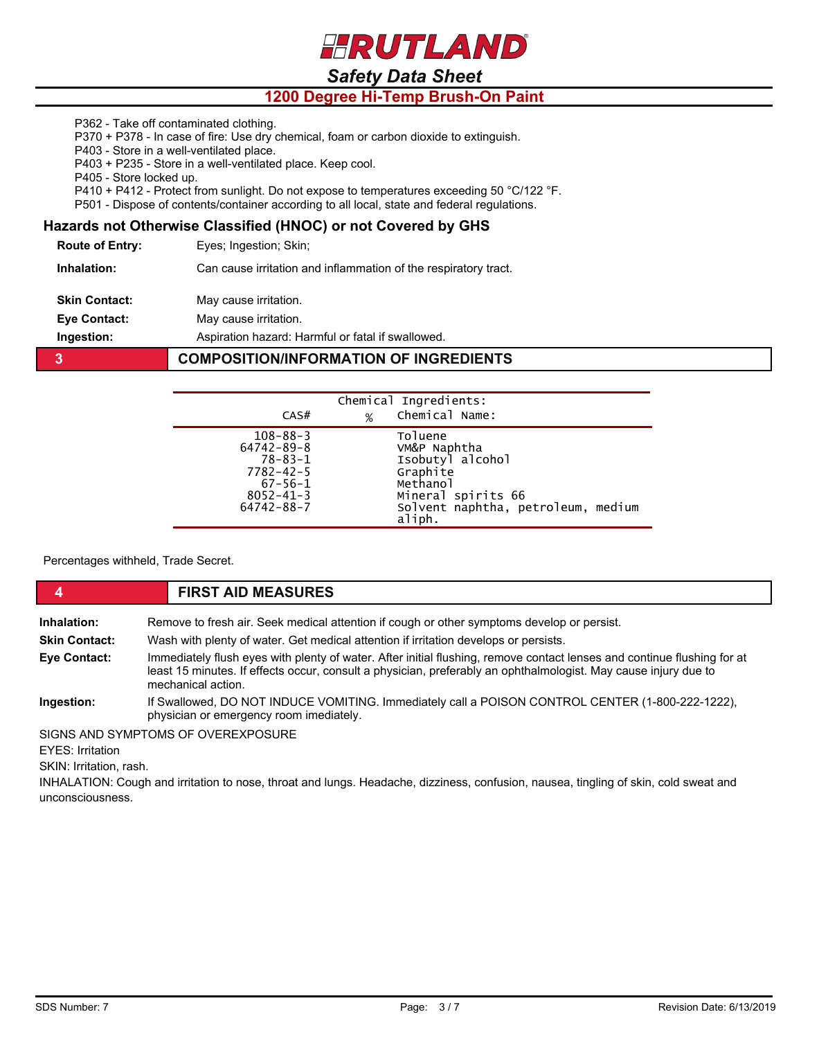P362 - Take off contaminated clothing.
P370 + P378 - In case of fire: Use dry chemical, foam or carbon dioxide to extinguish.
P403 - Store in a well-ventilated place.
P403 + P235 - Store in a well-ventilated place. Keep cool.
P405 - Store locked up.
P410 + P412 - Protect from sunlight. Do not expose to temperatures exceeding 50 °C/122 °F.
P501 - Dispose of contents/container according to all local, state and federal regulations.

### Hazards not Otherwise Classified (HNOC) or not Covered by GHS

**Route of Entry:** Eyes; Ingestion; Skin;

**Inhalation:** Can cause irritation and inflammation of the respiratory tract.

**Skin Contact:** May cause irritation.

**Eye Contact:** May cause irritation.

**Ingestion:** Aspiration hazard: Harmful or fatal if swallowed.

## 3 COMPOSITION/INFORMATION OF INGREDIENTS

Chemical Ingredients:

| CAS# | % | Chemical Name: |
|---|---|---|
| 108-88-3 | | Toluene |
| 64742-89-8 | | VM&P Naphtha |
| 78-83-1 | | Isobutyl alcohol |
| 7782-42-5 | | Graphite |
| 67-56-1 | | Methanol |
| 8052-41-3 | | Mineral spirits 66 |
| 64742-88-7 | | Solvent naphtha, petroleum, medium aliph. |

Percentages withheld, Trade Secret.

## 4 FIRST AID MEASURES

**Inhalation:** Remove to fresh air. Seek medical attention if cough or other symptoms develop or persist.

**Skin Contact:** Wash with plenty of water. Get medical attention if irritation develops or persists.

**Eye Contact:** Immediately flush eyes with plenty of water. After initial flushing, remove contact lenses and continue flushing for at least 15 minutes. If effects occur, consult a physician, preferably an ophthalmologist. May cause injury due to mechanical action.

**Ingestion:** If Swallowed, DO NOT INDUCE VOMITING. Immediately call a POISON CONTROL CENTER (1-800-222-1222), physician or emergency room imediately.

SIGNS AND SYMPTOMS OF OVEREXPOSURE

EYES: Irritation

SKIN: Irritation, rash.

INHALATION: Cough and irritation to nose, throat and lungs. Headache, dizziness, confusion, nausea, tingling of skin, cold sweat and unconsciousness.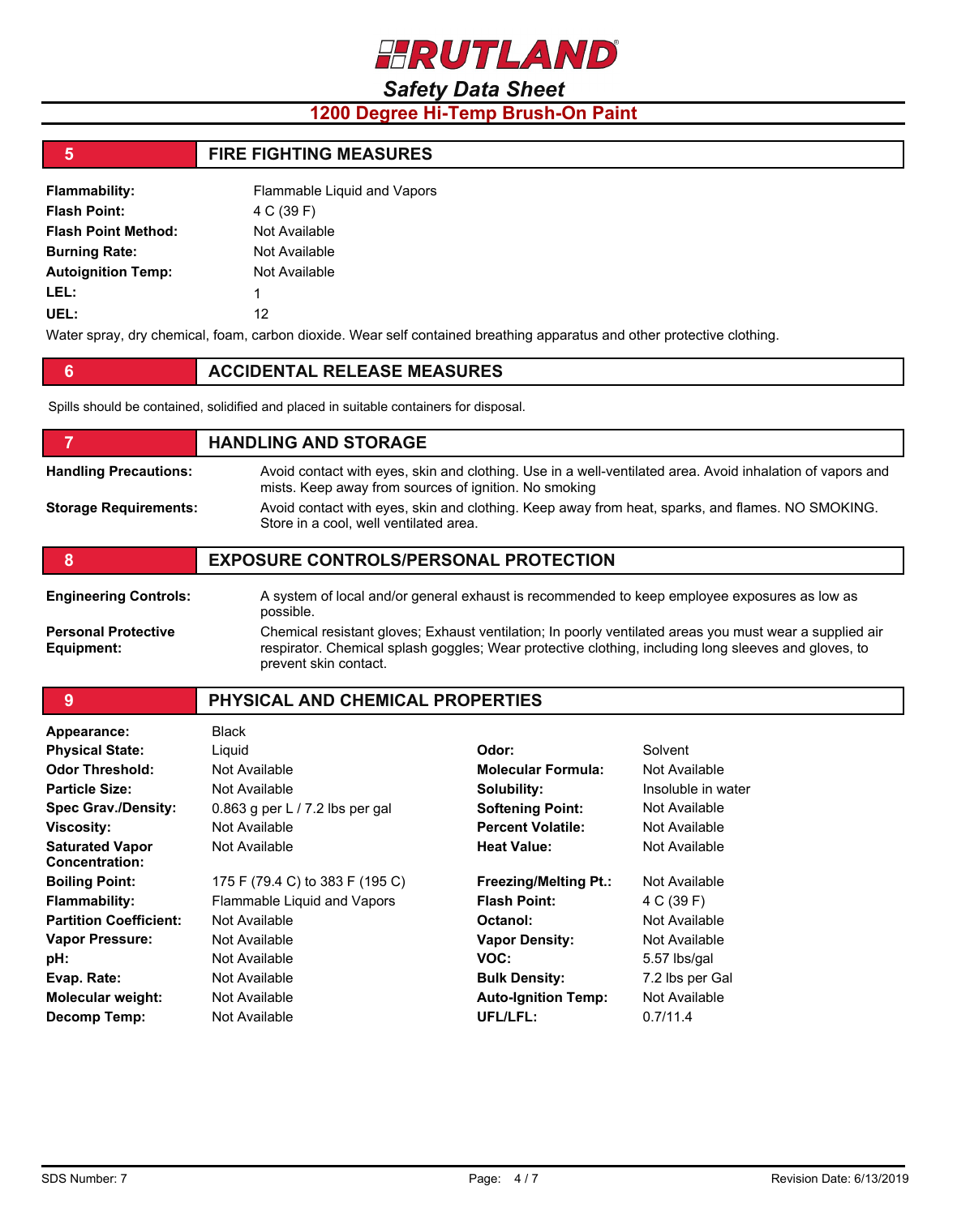## 5 FIRE FIGHTING MEASURES

| | |
|---|---|
| **Flammability:** | Flammable Liquid and Vapors |
| **Flash Point:** | 4 C (39 F) |
| **Flash Point Method:** | Not Available |
| **Burning Rate:** | Not Available |
| **Autoignition Temp:** | Not Available |
| **LEL:** | 1 |
| **UEL:** | 12 |

Water spray, dry chemical, foam, carbon dioxide. Wear self contained breathing apparatus and other protective clothing.

## 6 ACCIDENTAL RELEASE MEASURES

Spills should be contained, solidified and placed in suitable containers for disposal.

## 7 HANDLING AND STORAGE

**Handling Precautions:** Avoid contact with eyes, skin and clothing. Use in a well-ventilated area. Avoid inhalation of vapors and mists. Keep away from sources of ignition. No smoking

**Storage Requirements:** Avoid contact with eyes, skin and clothing. Keep away from heat, sparks, and flames. NO SMOKING. Store in a cool, well ventilated area.

## 8 EXPOSURE CONTROLS/PERSONAL PROTECTION

**Engineering Controls:** A system of local and/or general exhaust is recommended to keep employee exposures as low as possible.

**Personal Protective Equipment:** Chemical resistant gloves; Exhaust ventilation; In poorly ventilated areas you must wear a supplied air respirator. Chemical splash goggles; Wear protective clothing, including long sleeves and gloves, to prevent skin contact.

## 9 PHYSICAL AND CHEMICAL PROPERTIES

| | | | |
|---|---|---|---|
| **Appearance:** | Black | | |
| **Physical State:** | Liquid | **Odor:** | Solvent |
| **Odor Threshold:** | Not Available | **Molecular Formula:** | Not Available |
| **Particle Size:** | Not Available | **Solubility:** | Insoluble in water |
| **Spec Grav./Density:** | 0.863 g per L / 7.2 lbs per gal | **Softening Point:** | Not Available |
| **Viscosity:** | Not Available | **Percent Volatile:** | Not Available |
| **Saturated Vapor Concentration:** | Not Available | **Heat Value:** | Not Available |
| **Boiling Point:** | 175 F (79.4 C) to 383 F (195 C) | **Freezing/Melting Pt.:** | Not Available |
| **Flammability:** | Flammable Liquid and Vapors | **Flash Point:** | 4 C (39 F) |
| **Partition Coefficient:** | Not Available | **Octanol:** | Not Available |
| **Vapor Pressure:** | Not Available | **Vapor Density:** | Not Available |
| **pH:** | Not Available | **VOC:** | 5.57 lbs/gal |
| **Evap. Rate:** | Not Available | **Bulk Density:** | 7.2 lbs per Gal |
| **Molecular weight:** | Not Available | **Auto-Ignition Temp:** | Not Available |
| **Decomp Temp:** | Not Available | **UFL/LFL:** | 0.7/11.4 |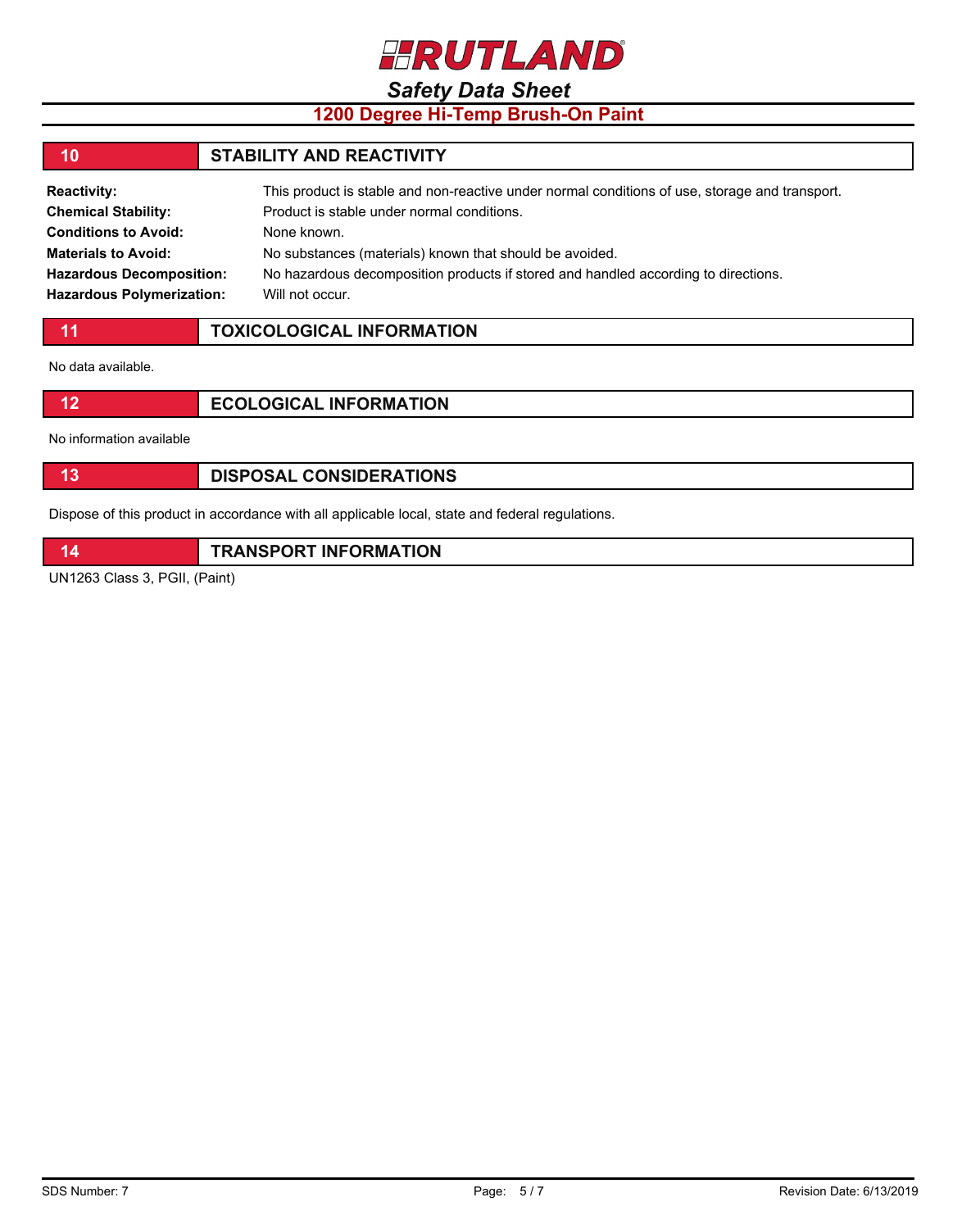## 10 STABILITY AND REACTIVITY

| | |
|---|---|
| **Reactivity:** | This product is stable and non-reactive under normal conditions of use, storage and transport. |
| **Chemical Stability:** | Product is stable under normal conditions. |
| **Conditions to Avoid:** | None known. |
| **Materials to Avoid:** | No substances (materials) known that should be avoided. |
| **Hazardous Decomposition:** | No hazardous decomposition products if stored and handled according to directions. |
| **Hazardous Polymerization:** | Will not occur. |

## 11 TOXICOLOGICAL INFORMATION

No data available.

## 12 ECOLOGICAL INFORMATION

No information available

## 13 DISPOSAL CONSIDERATIONS

Dispose of this product in accordance with all applicable local, state and federal regulations.

## 14 TRANSPORT INFORMATION

UN1263 Class 3, PGII, (Paint)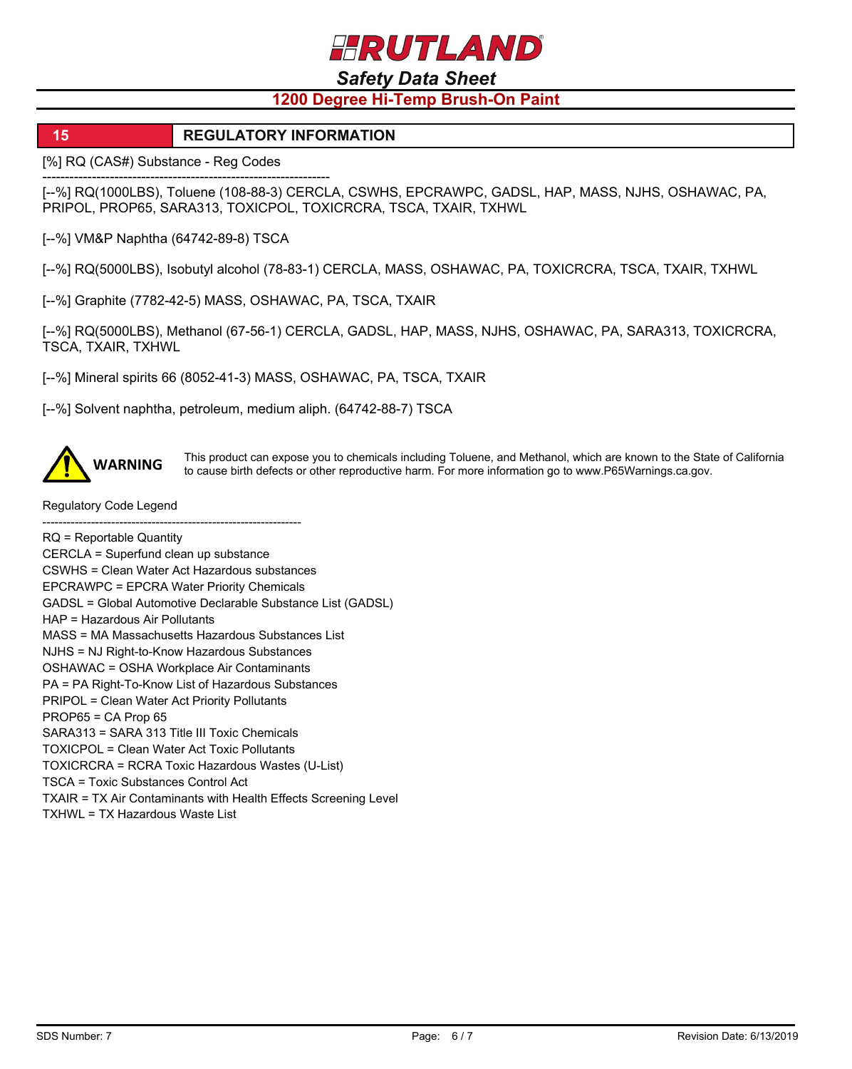## 15 REGULATORY INFORMATION

[%] RQ (CAS#) Substance - Reg Codes

----------------------------------------------------------------

[--%] RQ(1000LBS), Toluene (108-88-3) CERCLA, CSWHS, EPCRAWPC, GADSL, HAP, MASS, NJHS, OSHAWAC, PA, PRIPOL, PROP65, SARA313, TOXICPOL, TOXICRCRA, TSCA, TXAIR, TXHWL

[--%] VM&P Naphtha (64742-89-8) TSCA

[--%] RQ(5000LBS), Isobutyl alcohol (78-83-1) CERCLA, MASS, OSHAWAC, PA, TOXICRCRA, TSCA, TXAIR, TXHWL

[--%] Graphite (7782-42-5) MASS, OSHAWAC, PA, TSCA, TXAIR

[--%] RQ(5000LBS), Methanol (67-56-1) CERCLA, GADSL, HAP, MASS, NJHS, OSHAWAC, PA, SARA313, TOXICRCRA, TSCA, TXAIR, TXHWL

[--%] Mineral spirits 66 (8052-41-3) MASS, OSHAWAC, PA, TSCA, TXAIR

[--%] Solvent naphtha, petroleum, medium aliph. (64742-88-7) TSCA

**WARNING** This product can expose you to chemicals including Toluene, and Methanol, which are known to the State of California to cause birth defects or other reproductive harm. For more information go to www.P65Warnings.ca.gov.

Regulatory Code Legend

----------------------------------------------------------------

RQ = Reportable Quantity
CERCLA = Superfund clean up substance
CSWHS = Clean Water Act Hazardous substances
EPCRAWPC = EPCRA Water Priority Chemicals
GADSL = Global Automotive Declarable Substance List (GADSL)
HAP = Hazardous Air Pollutants
MASS = MA Massachusetts Hazardous Substances List
NJHS = NJ Right-to-Know Hazardous Substances
OSHAWAC = OSHA Workplace Air Contaminants
PA = PA Right-To-Know List of Hazardous Substances
PRIPOL = Clean Water Act Priority Pollutants
PROP65 = CA Prop 65
SARA313 = SARA 313 Title III Toxic Chemicals
TOXICPOL = Clean Water Act Toxic Pollutants
TOXICRCRA = RCRA Toxic Hazardous Wastes (U-List)
TSCA = Toxic Substances Control Act
TXAIR = TX Air Contaminants with Health Effects Screening Level
TXHWL = TX Hazardous Waste List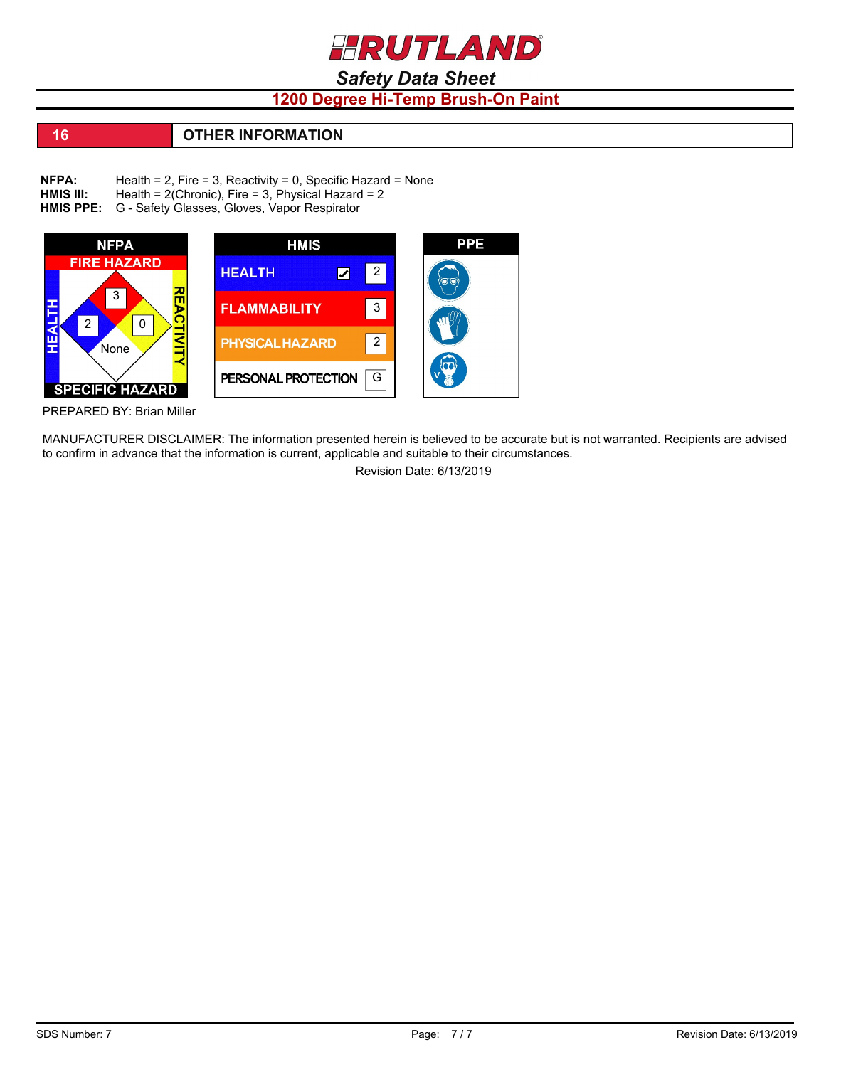## 16 OTHER INFORMATION

**NFPA:** Health = 2, Fire = 3, Reactivity = 0, Specific Hazard = None
**HMIS III:** Health = 2(Chronic), Fire = 3, Physical Hazard = 2
**HMIS PPE:** G - Safety Glasses, Gloves, Vapor Respirator

**NFPA**

FIRE HAZARD: 3
HEALTH: 2
REACTIVITY: 0
SPECIFIC HAZARD: None

**HMIS**

| | |
|---|---|
| HEALTH | ✔ 2 |
| FLAMMABILITY | 3 |
| PHYSICAL HAZARD | 2 |
| PERSONAL PROTECTION | G |

**PPE**

PREPARED BY: Brian Miller

MANUFACTURER DISCLAIMER: The information presented herein is believed to be accurate but is not warranted. Recipients are advised to confirm in advance that the information is current, applicable and suitable to their circumstances.

Revision Date: 6/13/2019